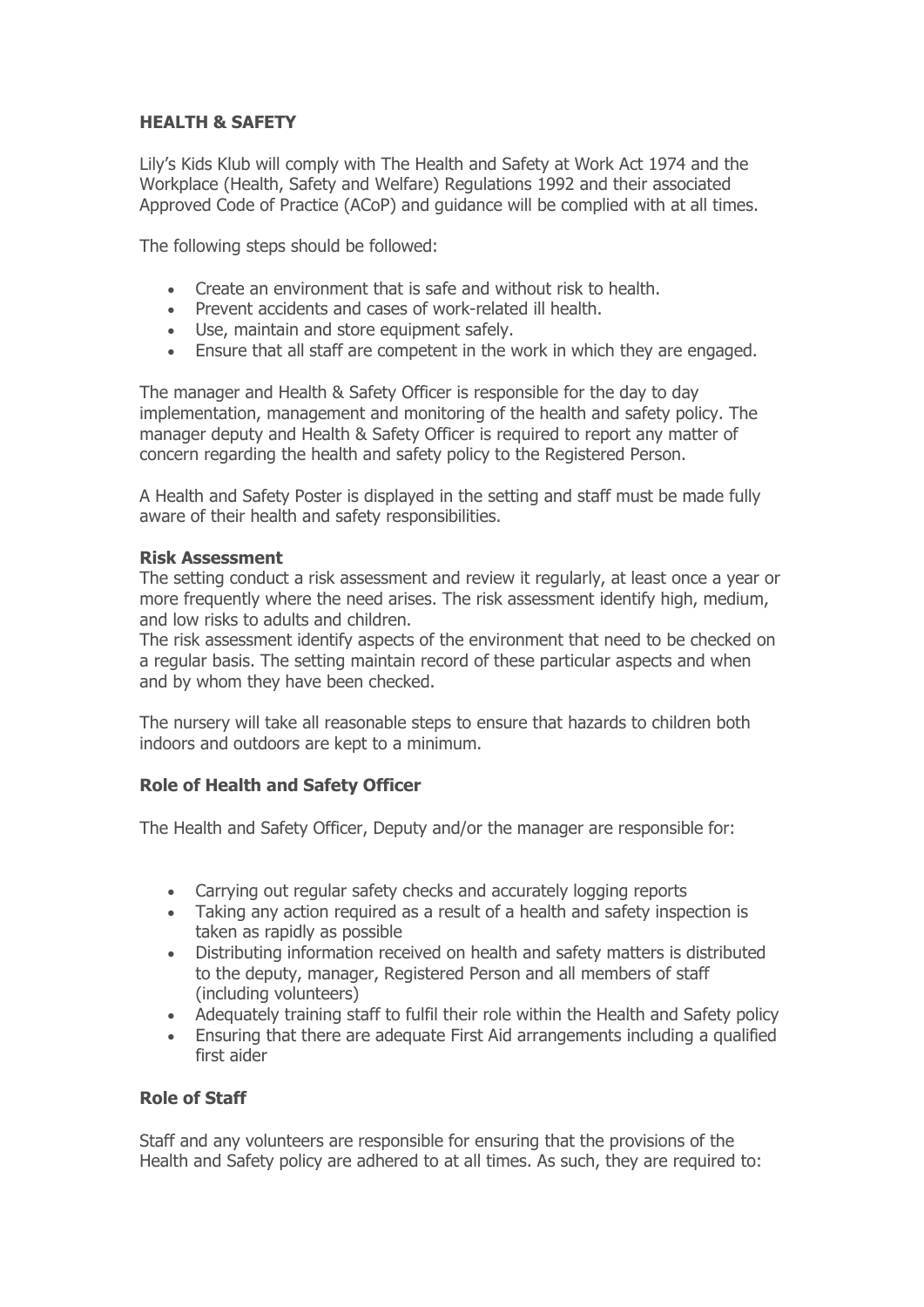**HEALTH & SAFETY**

Lily's Kids Klub will comply with The Health and Safety at Work Act 1974 and the Workplace (Health, Safety and Welfare) Regulations 1992 and their associated Approved Code of Practice (ACoP) and guidance will be complied with at all times.

The following steps should be followed:

- Create an environment that is safe and without risk to health.
- Prevent accidents and cases of work-related ill health.
- Use, maintain and store equipment safely.
- Ensure that all staff are competent in the work in which they are engaged.

The manager and Health & Safety Officer is responsible for the day to day implementation, management and monitoring of the health and safety policy. The manager deputy and Health & Safety Officer is required to report any matter of concern regarding the health and safety policy to the Registered Person.

A Health and Safety Poster is displayed in the setting and staff must be made fully aware of their health and safety responsibilities.

**Risk Assessment**

The setting conduct a risk assessment and review it regularly, at least once a year or more frequently where the need arises. The risk assessment identify high, medium, and low risks to adults and children.

The risk assessment identify aspects of the environment that need to be checked on a regular basis. The setting maintain record of these particular aspects and when and by whom they have been checked.

The nursery will take all reasonable steps to ensure that hazards to children both indoors and outdoors are kept to a minimum.

**Role of Health and Safety Officer**

The Health and Safety Officer, Deputy and/or the manager are responsible for:

- Carrying out regular safety checks and accurately logging reports
- Taking any action required as a result of a health and safety inspection is taken as rapidly as possible
- Distributing information received on health and safety matters is distributed to the deputy, manager, Registered Person and all members of staff (including volunteers)
- Adequately training staff to fulfil their role within the Health and Safety policy
- Ensuring that there are adequate First Aid arrangements including a qualified first aider

**Role of Staff**

Staff and any volunteers are responsible for ensuring that the provisions of the Health and Safety policy are adhered to at all times. As such, they are required to: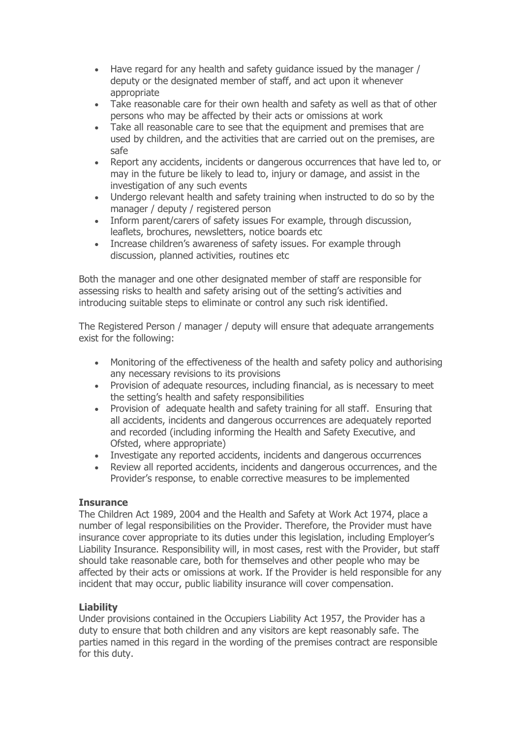- Have regard for any health and safety guidance issued by the manager / deputy or the designated member of staff, and act upon it whenever appropriate
- Take reasonable care for their own health and safety as well as that of other persons who may be affected by their acts or omissions at work
- Take all reasonable care to see that the equipment and premises that are used by children, and the activities that are carried out on the premises, are safe
- Report any accidents, incidents or dangerous occurrences that have led to, or may in the future be likely to lead to, injury or damage, and assist in the investigation of any such events
- Undergo relevant health and safety training when instructed to do so by the manager / deputy / registered person
- Inform parent/carers of safety issues For example, through discussion, leaflets, brochures, newsletters, notice boards etc
- Increase children's awareness of safety issues. For example through discussion, planned activities, routines etc

Both the manager and one other designated member of staff are responsible for assessing risks to health and safety arising out of the setting's activities and introducing suitable steps to eliminate or control any such risk identified.

The Registered Person / manager / deputy will ensure that adequate arrangements exist for the following:

- Monitoring of the effectiveness of the health and safety policy and authorising any necessary revisions to its provisions
- Provision of adequate resources, including financial, as is necessary to meet the setting's health and safety responsibilities
- Provision of adequate health and safety training for all staff. Ensuring that all accidents, incidents and dangerous occurrences are adequately reported and recorded (including informing the Health and Safety Executive, and Ofsted, where appropriate)
- Investigate any reported accidents, incidents and dangerous occurrences
- Review all reported accidents, incidents and dangerous occurrences, and the Provider's response, to enable corrective measures to be implemented

**Insurance**

The Children Act 1989, 2004 and the Health and Safety at Work Act 1974, place a number of legal responsibilities on the Provider. Therefore, the Provider must have insurance cover appropriate to its duties under this legislation, including Employer's Liability Insurance. Responsibility will, in most cases, rest with the Provider, but staff should take reasonable care, both for themselves and other people who may be affected by their acts or omissions at work. If the Provider is held responsible for any incident that may occur, public liability insurance will cover compensation.

**Liability**

Under provisions contained in the Occupiers Liability Act 1957, the Provider has a duty to ensure that both children and any visitors are kept reasonably safe. The parties named in this regard in the wording of the premises contract are responsible for this duty.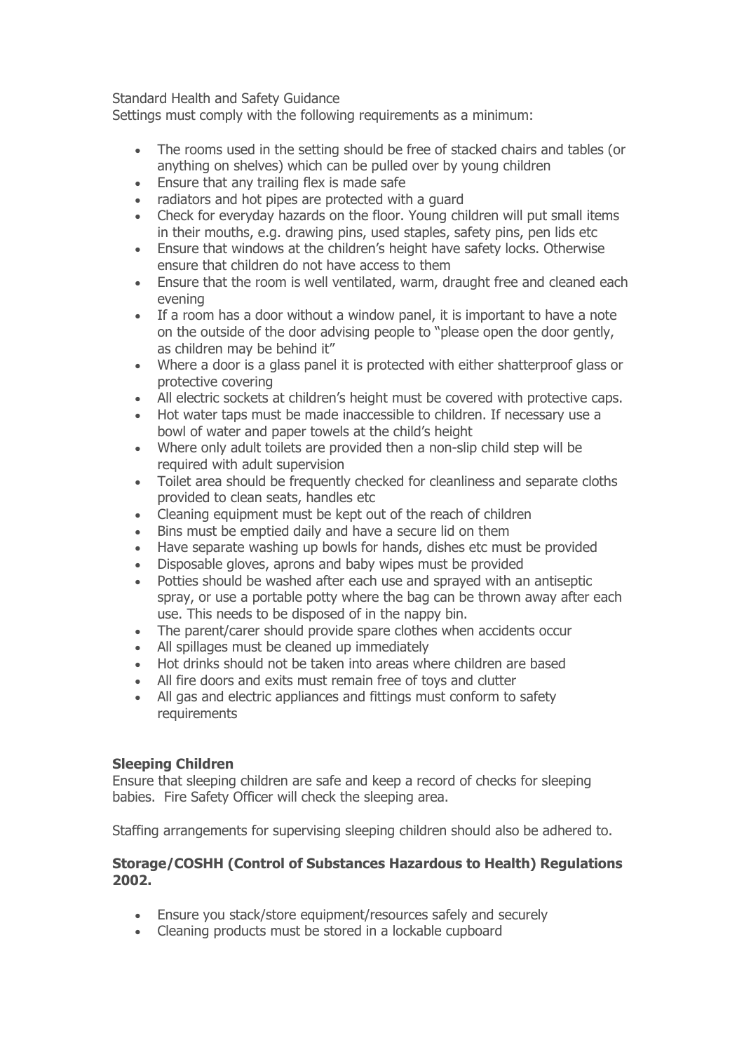Standard Health and Safety Guidance
Settings must comply with the following requirements as a minimum:

- The rooms used in the setting should be free of stacked chairs and tables (or anything on shelves) which can be pulled over by young children
- Ensure that any trailing flex is made safe
- radiators and hot pipes are protected with a guard
- Check for everyday hazards on the floor. Young children will put small items in their mouths, e.g. drawing pins, used staples, safety pins, pen lids etc
- Ensure that windows at the children's height have safety locks. Otherwise ensure that children do not have access to them
- Ensure that the room is well ventilated, warm, draught free and cleaned each evening
- If a room has a door without a window panel, it is important to have a note on the outside of the door advising people to "please open the door gently, as children may be behind it"
- Where a door is a glass panel it is protected with either shatterproof glass or protective covering
- All electric sockets at children's height must be covered with protective caps.
- Hot water taps must be made inaccessible to children. If necessary use a bowl of water and paper towels at the child's height
- Where only adult toilets are provided then a non-slip child step will be required with adult supervision
- Toilet area should be frequently checked for cleanliness and separate cloths provided to clean seats, handles etc
- Cleaning equipment must be kept out of the reach of children
- Bins must be emptied daily and have a secure lid on them
- Have separate washing up bowls for hands, dishes etc must be provided
- Disposable gloves, aprons and baby wipes must be provided
- Potties should be washed after each use and sprayed with an antiseptic spray, or use a portable potty where the bag can be thrown away after each use. This needs to be disposed of in the nappy bin.
- The parent/carer should provide spare clothes when accidents occur
- All spillages must be cleaned up immediately
- Hot drinks should not be taken into areas where children are based
- All fire doors and exits must remain free of toys and clutter
- All gas and electric appliances and fittings must conform to safety requirements

**Sleeping Children**
Ensure that sleeping children are safe and keep a record of checks for sleeping babies. Fire Safety Officer will check the sleeping area.

Staffing arrangements for supervising sleeping children should also be adhered to.

**Storage/COSHH (Control of Substances Hazardous to Health) Regulations 2002.**

- Ensure you stack/store equipment/resources safely and securely
- Cleaning products must be stored in a lockable cupboard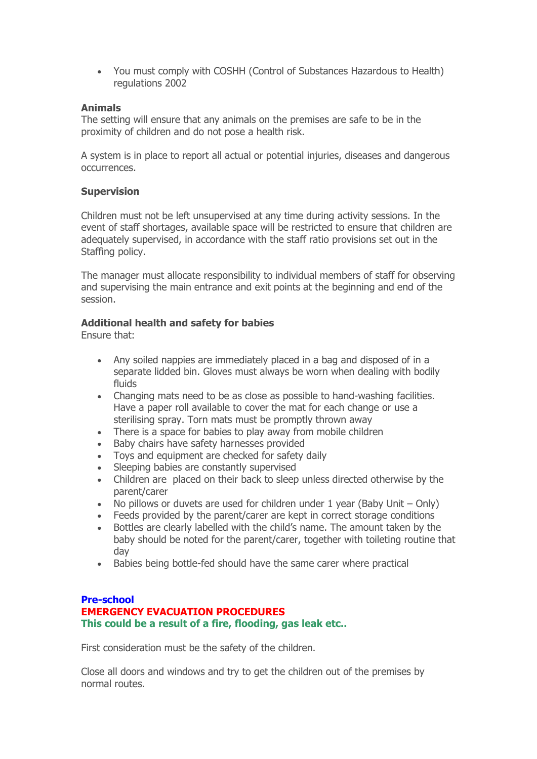- You must comply with COSHH (Control of Substances Hazardous to Health) regulations 2002

**Animals**
The setting will ensure that any animals on the premises are safe to be in the proximity of children and do not pose a health risk.

A system is in place to report all actual or potential injuries, diseases and dangerous occurrences.

**Supervision**

Children must not be left unsupervised at any time during activity sessions. In the event of staff shortages, available space will be restricted to ensure that children are adequately supervised, in accordance with the staff ratio provisions set out in the Staffing policy.

The manager must allocate responsibility to individual members of staff for observing and supervising the main entrance and exit points at the beginning and end of the session.

**Additional health and safety for babies**
Ensure that:

- Any soiled nappies are immediately placed in a bag and disposed of in a separate lidded bin. Gloves must always be worn when dealing with bodily fluids
- Changing mats need to be as close as possible to hand-washing facilities. Have a paper roll available to cover the mat for each change or use a sterilising spray. Torn mats must be promptly thrown away
- There is a space for babies to play away from mobile children
- Baby chairs have safety harnesses provided
- Toys and equipment are checked for safety daily
- Sleeping babies are constantly supervised
- Children are placed on their back to sleep unless directed otherwise by the parent/carer
- No pillows or duvets are used for children under 1 year (Baby Unit – Only)
- Feeds provided by the parent/carer are kept in correct storage conditions
- Bottles are clearly labelled with the child's name. The amount taken by the baby should be noted for the parent/carer, together with toileting routine that day
- Babies being bottle-fed should have the same carer where practical

**Pre-school**
**EMERGENCY EVACUATION PROCEDURES**
**This could be a result of a fire, flooding, gas leak etc..**

First consideration must be the safety of the children.

Close all doors and windows and try to get the children out of the premises by normal routes.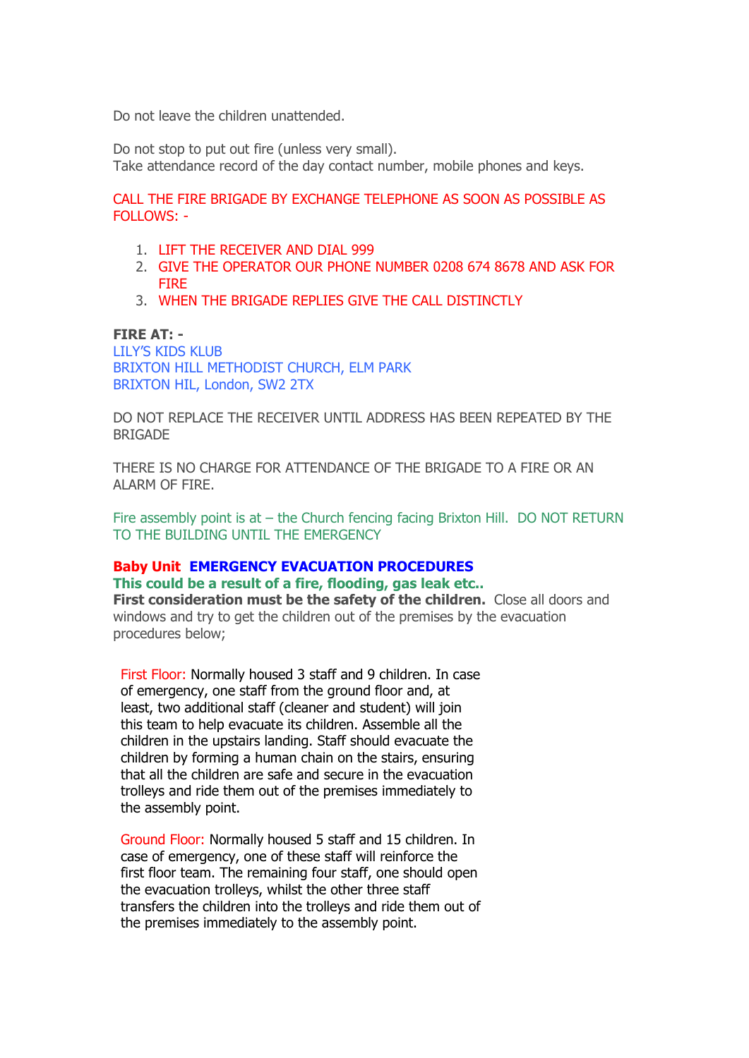Do not leave the children unattended.

Do not stop to put out fire (unless very small).
Take attendance record of the day contact number, mobile phones and keys.

CALL THE FIRE BRIGADE BY EXCHANGE TELEPHONE AS SOON AS POSSIBLE AS FOLLOWS: -

1. LIFT THE RECEIVER AND DIAL 999
2. GIVE THE OPERATOR OUR PHONE NUMBER 0208 674 8678 AND ASK FOR FIRE
3. WHEN THE BRIGADE REPLIES GIVE THE CALL DISTINCTLY

**FIRE AT: -**
LILY'S KIDS KLUB
BRIXTON HILL METHODIST CHURCH, ELM PARK
BRIXTON HIL, London, SW2 2TX

DO NOT REPLACE THE RECEIVER UNTIL ADDRESS HAS BEEN REPEATED BY THE BRIGADE

THERE IS NO CHARGE FOR ATTENDANCE OF THE BRIGADE TO A FIRE OR AN ALARM OF FIRE.

Fire assembly point is at – the Church fencing facing Brixton Hill. DO NOT RETURN TO THE BUILDING UNTIL THE EMERGENCY

**Baby Unit EMERGENCY EVACUATION PROCEDURES**
**This could be a result of a fire, flooding, gas leak etc..**
**First consideration must be the safety of the children.** Close all doors and windows and try to get the children out of the premises by the evacuation procedures below;

First Floor: Normally housed 3 staff and 9 children. In case of emergency, one staff from the ground floor and, at least, two additional staff (cleaner and student) will join this team to help evacuate its children. Assemble all the children in the upstairs landing. Staff should evacuate the children by forming a human chain on the stairs, ensuring that all the children are safe and secure in the evacuation trolleys and ride them out of the premises immediately to the assembly point.

Ground Floor: Normally housed 5 staff and 15 children. In case of emergency, one of these staff will reinforce the first floor team. The remaining four staff, one should open the evacuation trolleys, whilst the other three staff transfers the children into the trolleys and ride them out of the premises immediately to the assembly point.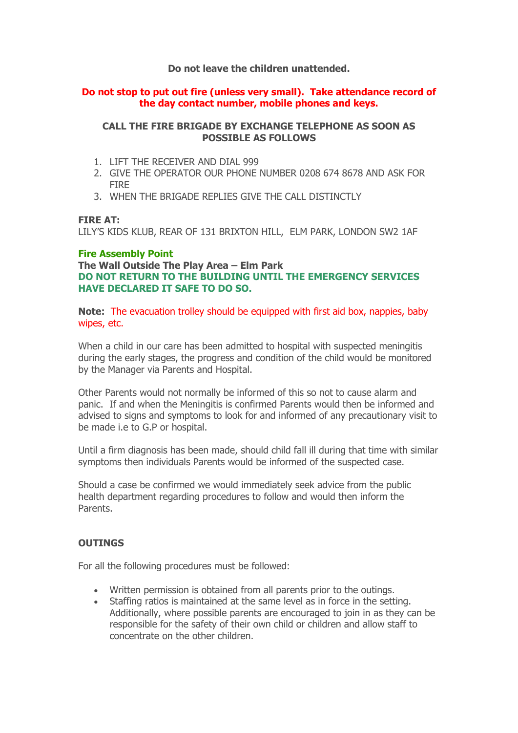**Do not leave the children unattended.**

**Do not stop to put out fire (unless very small). Take attendance record of the day contact number, mobile phones and keys.**

**CALL THE FIRE BRIGADE BY EXCHANGE TELEPHONE AS SOON AS POSSIBLE AS FOLLOWS**

1. LIFT THE RECEIVER AND DIAL 999
2. GIVE THE OPERATOR OUR PHONE NUMBER 0208 674 8678 AND ASK FOR FIRE
3. WHEN THE BRIGADE REPLIES GIVE THE CALL DISTINCTLY

**FIRE AT:**
LILY'S KIDS KLUB, REAR OF 131 BRIXTON HILL, ELM PARK, LONDON SW2 1AF

**Fire Assembly Point**
**The Wall Outside The Play Area – Elm Park**
**DO NOT RETURN TO THE BUILDING UNTIL THE EMERGENCY SERVICES HAVE DECLARED IT SAFE TO DO SO.**

**Note:** The evacuation trolley should be equipped with first aid box, nappies, baby wipes, etc.

When a child in our care has been admitted to hospital with suspected meningitis during the early stages, the progress and condition of the child would be monitored by the Manager via Parents and Hospital.

Other Parents would not normally be informed of this so not to cause alarm and panic. If and when the Meningitis is confirmed Parents would then be informed and advised to signs and symptoms to look for and informed of any precautionary visit to be made i.e to G.P or hospital.

Until a firm diagnosis has been made, should child fall ill during that time with similar symptoms then individuals Parents would be informed of the suspected case.

Should a case be confirmed we would immediately seek advice from the public health department regarding procedures to follow and would then inform the Parents.

## OUTINGS

For all the following procedures must be followed:

- Written permission is obtained from all parents prior to the outings.
- Staffing ratios is maintained at the same level as in force in the setting. Additionally, where possible parents are encouraged to join in as they can be responsible for the safety of their own child or children and allow staff to concentrate on the other children.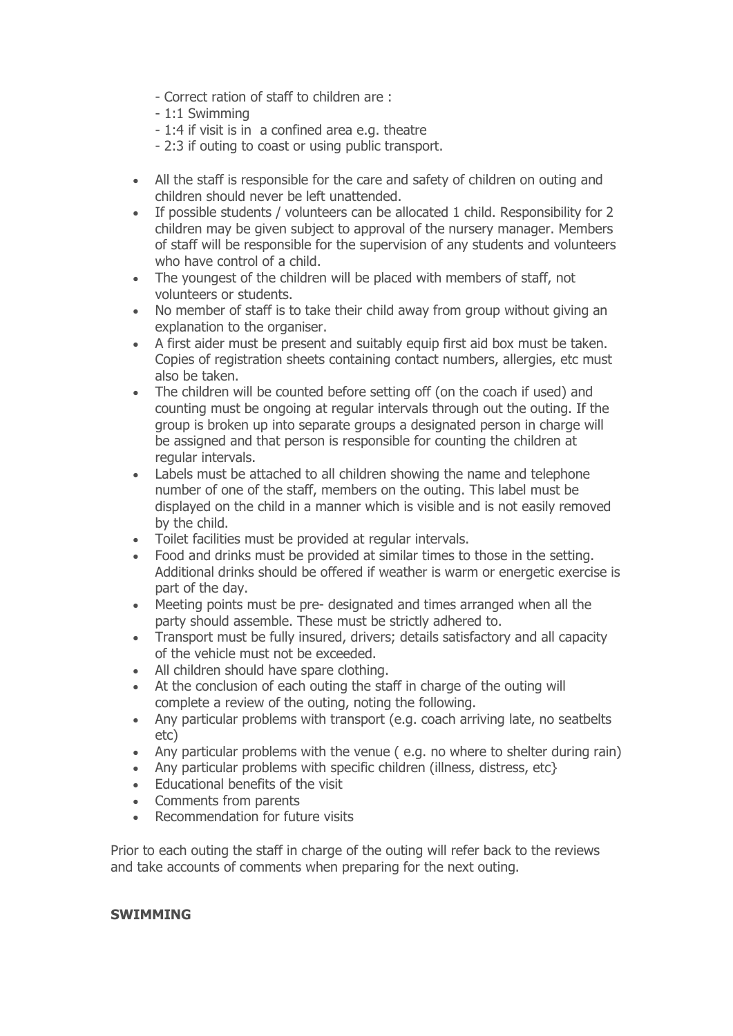- Correct ration of staff to children are :
- 1:1 Swimming
- 1:4 if visit is in  a confined area e.g. theatre
- 2:3 if outing to coast or using public transport.

- All the staff is responsible for the care and safety of children on outing and children should never be left unattended.
- If possible students / volunteers can be allocated 1 child. Responsibility for 2 children may be given subject to approval of the nursery manager. Members of staff will be responsible for the supervision of any students and volunteers who have control of a child.
- The youngest of the children will be placed with members of staff, not volunteers or students.
- No member of staff is to take their child away from group without giving an explanation to the organiser.
- A first aider must be present and suitably equip first aid box must be taken. Copies of registration sheets containing contact numbers, allergies, etc must also be taken.
- The children will be counted before setting off (on the coach if used) and counting must be ongoing at regular intervals through out the outing. If the group is broken up into separate groups a designated person in charge will be assigned and that person is responsible for counting the children at regular intervals.
- Labels must be attached to all children showing the name and telephone number of one of the staff, members on the outing. This label must be displayed on the child in a manner which is visible and is not easily removed by the child.
- Toilet facilities must be provided at regular intervals.
- Food and drinks must be provided at similar times to those in the setting. Additional drinks should be offered if weather is warm or energetic exercise is part of the day.
- Meeting points must be pre- designated and times arranged when all the party should assemble. These must be strictly adhered to.
- Transport must be fully insured, drivers; details satisfactory and all capacity of the vehicle must not be exceeded.
- All children should have spare clothing.
- At the conclusion of each outing the staff in charge of the outing will complete a review of the outing, noting the following.
- Any particular problems with transport (e.g. coach arriving late, no seatbelts etc)
- Any particular problems with the venue ( e.g. no where to shelter during rain)
- Any particular problems with specific children (illness, distress, etc}
- Educational benefits of the visit
- Comments from parents
- Recommendation for future visits

Prior to each outing the staff in charge of the outing will refer back to the reviews and take accounts of comments when preparing for the next outing.

**SWIMMING**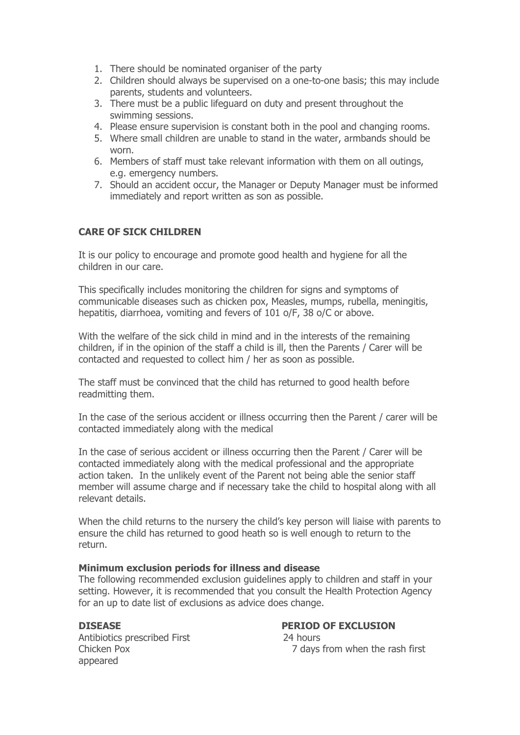1. There should be nominated organiser of the party
2. Children should always be supervised on a one-to-one basis; this may include parents, students and volunteers.
3. There must be a public lifeguard on duty and present throughout the swimming sessions.
4. Please ensure supervision is constant both in the pool and changing rooms.
5. Where small children are unable to stand in the water, armbands should be worn.
6. Members of staff must take relevant information with them on all outings, e.g. emergency numbers.
7. Should an accident occur, the Manager or Deputy Manager must be informed immediately and report written as son as possible.

## CARE OF SICK CHILDREN

It is our policy to encourage and promote good health and hygiene for all the children in our care.

This specifically includes monitoring the children for signs and symptoms of communicable diseases such as chicken pox, Measles, mumps, rubella, meningitis, hepatitis, diarrhoea, vomiting and fevers of 101 o/F, 38 o/C or above.

With the welfare of the sick child in mind and in the interests of the remaining children, if in the opinion of the staff a child is ill, then the Parents / Carer will be contacted and requested to collect him / her as soon as possible.

The staff must be convinced that the child has returned to good health before readmitting them.

In the case of the serious accident or illness occurring then the Parent / carer will be contacted immediately along with the medical

In the case of serious accident or illness occurring then the Parent / Carer will be contacted immediately along with the medical professional and the appropriate action taken. In the unlikely event of the Parent not being able the senior staff member will assume charge and if necessary take the child to hospital along with all relevant details.

When the child returns to the nursery the child's key person will liaise with parents to ensure the child has returned to good heath so is well enough to return to the return.

**Minimum exclusion periods for illness and disease**
The following recommended exclusion guidelines apply to children and staff in your setting. However, it is recommended that you consult the Health Protection Agency for an up to date list of exclusions as advice does change.

| DISEASE | PERIOD OF EXCLUSION |
| --- | --- |
| Antibiotics prescribed First | 24 hours |
| Chicken Pox | 7 days from when the rash first appeared |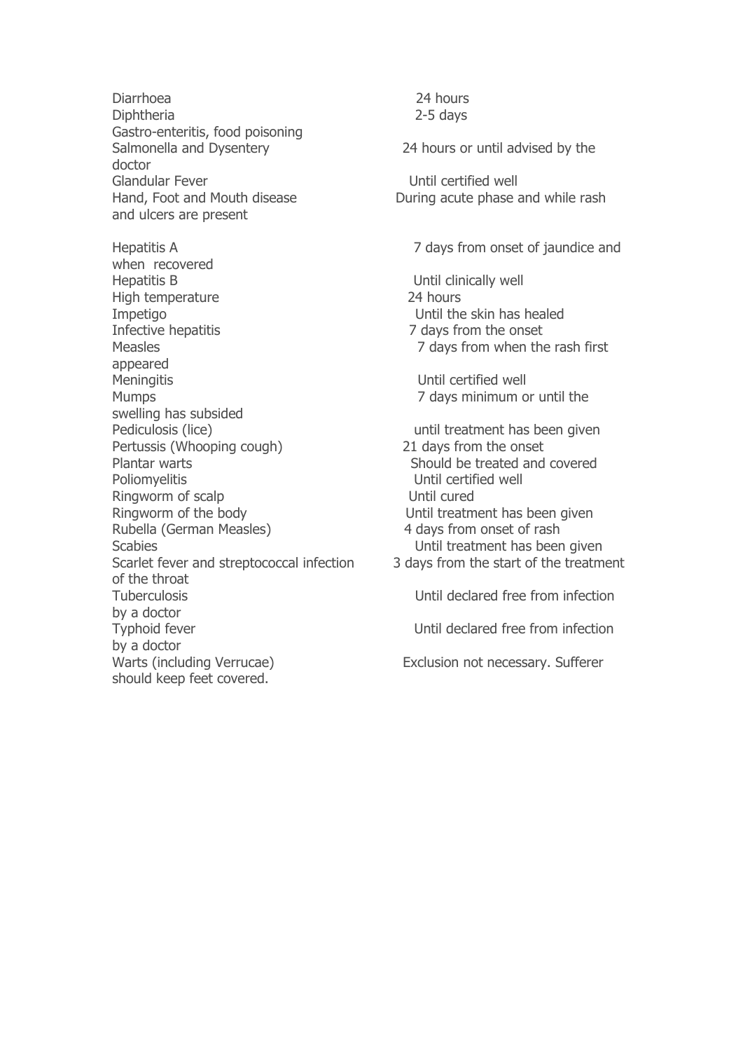| | |
|---|---|
| Diarrhoea | 24 hours |
| Diphtheria | 2-5 days |
| Gastro-enteritis, food poisoning Salmonella and Dysentery | 24 hours or until advised by the doctor |
| Glandular Fever | Until certified well |
| Hand, Foot and Mouth disease | During acute phase and while rash and ulcers are present |
| Hepatitis A | 7 days from onset of jaundice and when recovered |
| Hepatitis B | Until clinically well |
| High temperature | 24 hours |
| Impetigo | Until the skin has healed |
| Infective hepatitis | 7 days from the onset |
| Measles | 7 days from when the rash first appeared |
| Meningitis | Until certified well |
| Mumps | 7 days minimum or until the swelling has subsided |
| Pediculosis (lice) | until treatment has been given |
| Pertussis (Whooping cough) | 21 days from the onset |
| Plantar warts | Should be treated and covered |
| Poliomyelitis | Until certified well |
| Ringworm of scalp | Until cured |
| Ringworm of the body | Until treatment has been given |
| Rubella (German Measles) | 4 days from onset of rash |
| Scabies | Until treatment has been given |
| Scarlet fever and streptococcal infection of the throat | 3 days from the start of the treatment |
| Tuberculosis | Until declared free from infection by a doctor |
| Typhoid fever | Until declared free from infection by a doctor |
| Warts (including Verrucae) | Exclusion not necessary. Sufferer should keep feet covered. |